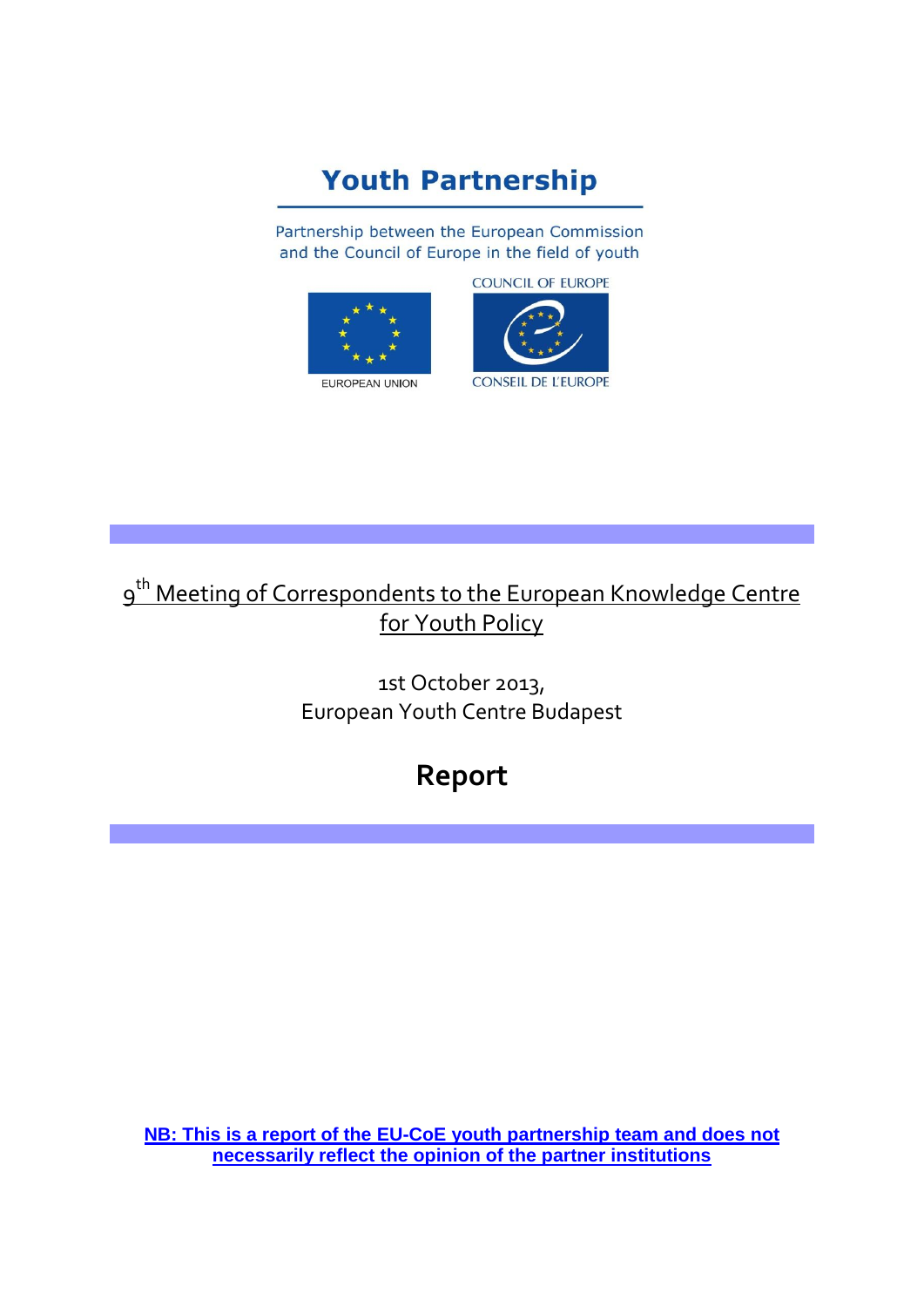# Youth Partnership

Partnership between the European Commission and the Council of Europe in the field of youth

COUNCIL OF EUROPE

EUROPEAN UNION

CONSEIL DE L'EUROPE

9th Meeting of Correspondents to the European Knowledge Centre for Youth Policy

1st October 2013,
European Youth Centre Budapest

# Report

**NB: This is a report of the EU-CoE youth partnership team and does not necessarily reflect the opinion of the partner institutions**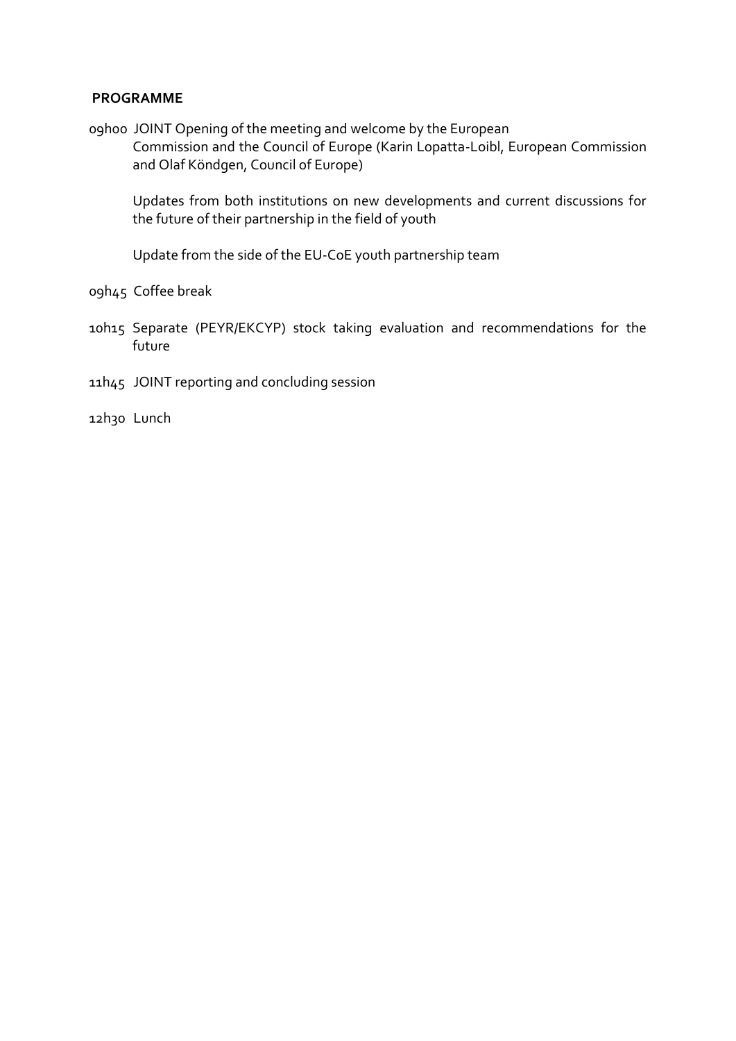**PROGRAMME**

09h00 JOINT Opening of the meeting and welcome by the European Commission and the Council of Europe (Karin Lopatta-Loibl, European Commission and Olaf Köndgen, Council of Europe)

Updates from both institutions on new developments and current discussions for the future of their partnership in the field of youth

Update from the side of the EU-CoE youth partnership team

09h45 Coffee break

10h15 Separate (PEYR/EKCYP) stock taking evaluation and recommendations for the future

11h45 JOINT reporting and concluding session

12h30 Lunch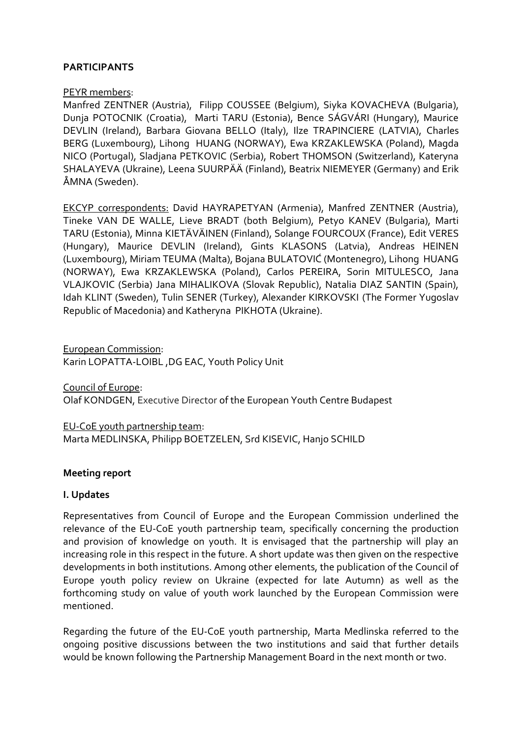**PARTICIPANTS**

PEYR members:

Manfred ZENTNER (Austria), Filipp COUSSEE (Belgium), Siyka KOVACHEVA (Bulgaria), Dunja POTOCNIK (Croatia), Marti TARU (Estonia), Bence SÁGVÁRI (Hungary), Maurice DEVLIN (Ireland), Barbara Giovana BELLO (Italy), Ilze TRAPINCIERE (LATVIA), Charles BERG (Luxembourg), Lihong HUANG (NORWAY), Ewa KRZAKLEWSKA (Poland), Magda NICO (Portugal), Sladjana PETKOVIC (Serbia), Robert THOMSON (Switzerland), Kateryna SHALAYEVA (Ukraine), Leena SUURPÄÄ (Finland), Beatrix NIEMEYER (Germany) and Erik ÅMNA (Sweden).

EKCYP correspondents: David HAYRAPETYAN (Armenia), Manfred ZENTNER (Austria), Tineke VAN DE WALLE, Lieve BRADT (both Belgium), Petyo KANEV (Bulgaria), Marti TARU (Estonia), Minna KIETÄVÄINEN (Finland), Solange FOURCOUX (France), Edit VERES (Hungary), Maurice DEVLIN (Ireland), Gints KLASONS (Latvia), Andreas HEINEN (Luxembourg), Miriam TEUMA (Malta), Bojana BULATOVIĆ (Montenegro), Lihong HUANG (NORWAY), Ewa KRZAKLEWSKA (Poland), Carlos PEREIRA, Sorin MITULESCO, Jana VLAJKOVIC (Serbia) Jana MIHALIKOVA (Slovak Republic), Natalia DIAZ SANTIN (Spain), Idah KLINT (Sweden), Tulin SENER (Turkey), Alexander KIRKOVSKI (The Former Yugoslav Republic of Macedonia) and Katheryna PIKHOTA (Ukraine).

European Commission:
Karin LOPATTA-LOIBL ,DG EAC, Youth Policy Unit

Council of Europe:
Olaf KONDGEN, Executive Director of the European Youth Centre Budapest

EU-CoE youth partnership team:
Marta MEDLINSKA, Philipp BOETZELEN, Srd KISEVIC, Hanjo SCHILD

**Meeting report**

**I. Updates**

Representatives from Council of Europe and the European Commission underlined the relevance of the EU-CoE youth partnership team, specifically concerning the production and provision of knowledge on youth. It is envisaged that the partnership will play an increasing role in this respect in the future. A short update was then given on the respective developments in both institutions. Among other elements, the publication of the Council of Europe youth policy review on Ukraine (expected for late Autumn) as well as the forthcoming study on value of youth work launched by the European Commission were mentioned.

Regarding the future of the EU-CoE youth partnership, Marta Medlinska referred to the ongoing positive discussions between the two institutions and said that further details would be known following the Partnership Management Board in the next month or two.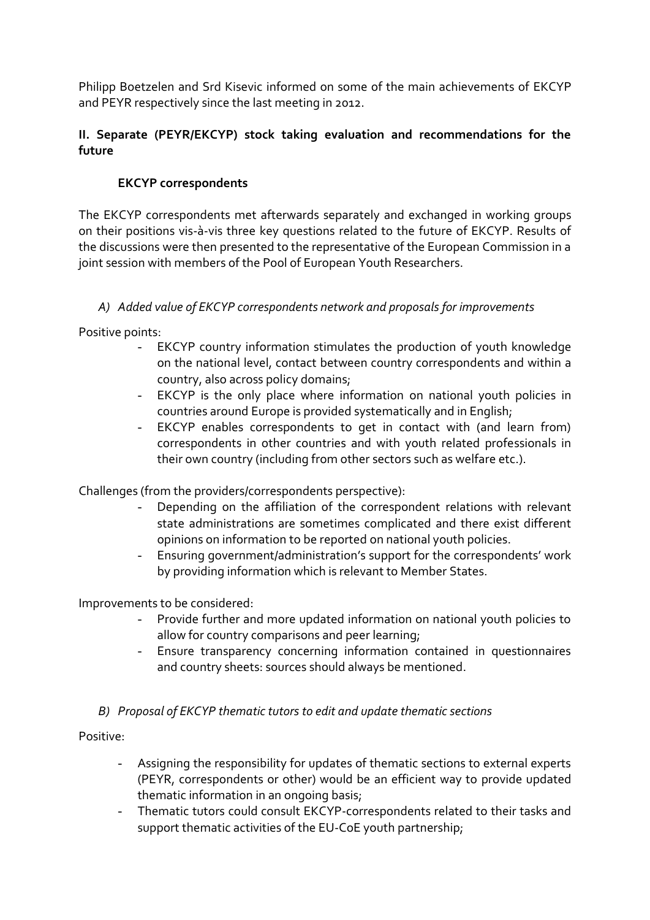Philipp Boetzelen and Srd Kisevic informed on some of the main achievements of EKCYP and PEYR respectively since the last meeting in 2012.

## II. Separate (PEYR/EKCYP) stock taking evaluation and recommendations for the future

### EKCYP correspondents

The EKCYP correspondents met afterwards separately and exchanged in working groups on their positions vis-à-vis three key questions related to the future of EKCYP. Results of the discussions were then presented to the representative of the European Commission in a joint session with members of the Pool of European Youth Researchers.

*A) Added value of EKCYP correspondents network and proposals for improvements*

Positive points:

- EKCYP country information stimulates the production of youth knowledge on the national level, contact between country correspondents and within a country, also across policy domains;
- EKCYP is the only place where information on national youth policies in countries around Europe is provided systematically and in English;
- EKCYP enables correspondents to get in contact with (and learn from) correspondents in other countries and with youth related professionals in their own country (including from other sectors such as welfare etc.).

Challenges (from the providers/correspondents perspective):

- Depending on the affiliation of the correspondent relations with relevant state administrations are sometimes complicated and there exist different opinions on information to be reported on national youth policies.
- Ensuring government/administration's support for the correspondents' work by providing information which is relevant to Member States.

Improvements to be considered:

- Provide further and more updated information on national youth policies to allow for country comparisons and peer learning;
- Ensure transparency concerning information contained in questionnaires and country sheets: sources should always be mentioned.

*B) Proposal of EKCYP thematic tutors to edit and update thematic sections*

Positive:

- Assigning the responsibility for updates of thematic sections to external experts (PEYR, correspondents or other) would be an efficient way to provide updated thematic information in an ongoing basis;
- Thematic tutors could consult EKCYP-correspondents related to their tasks and support thematic activities of the EU-CoE youth partnership;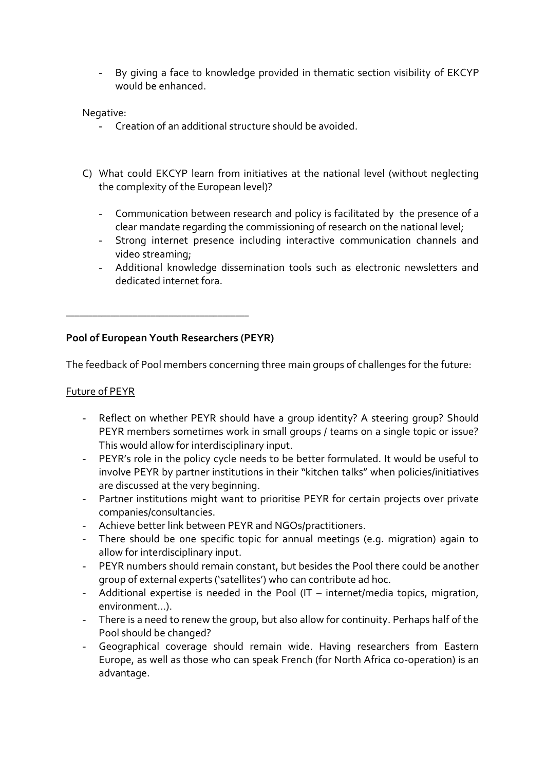- By giving a face to knowledge provided in thematic section visibility of EKCYP would be enhanced.

Negative:

- Creation of an additional structure should be avoided.

C) What could EKCYP learn from initiatives at the national level (without neglecting the complexity of the European level)?

- Communication between research and policy is facilitated by the presence of a clear mandate regarding the commissioning of research on the national level;
- Strong internet presence including interactive communication channels and video streaming;
- Additional knowledge dissemination tools such as electronic newsletters and dedicated internet fora.

---

**Pool of European Youth Researchers (PEYR)**

The feedback of Pool members concerning three main groups of challenges for the future:

<u>Future of PEYR</u>

- Reflect on whether PEYR should have a group identity? A steering group? Should PEYR members sometimes work in small groups / teams on a single topic or issue? This would allow for interdisciplinary input.
- PEYR's role in the policy cycle needs to be better formulated. It would be useful to involve PEYR by partner institutions in their "kitchen talks" when policies/initiatives are discussed at the very beginning.
- Partner institutions might want to prioritise PEYR for certain projects over private companies/consultancies.
- Achieve better link between PEYR and NGOs/practitioners.
- There should be one specific topic for annual meetings (e.g. migration) again to allow for interdisciplinary input.
- PEYR numbers should remain constant, but besides the Pool there could be another group of external experts ('satellites') who can contribute ad hoc.
- Additional expertise is needed in the Pool (IT – internet/media topics, migration, environment…).
- There is a need to renew the group, but also allow for continuity. Perhaps half of the Pool should be changed?
- Geographical coverage should remain wide. Having researchers from Eastern Europe, as well as those who can speak French (for North Africa co-operation) is an advantage.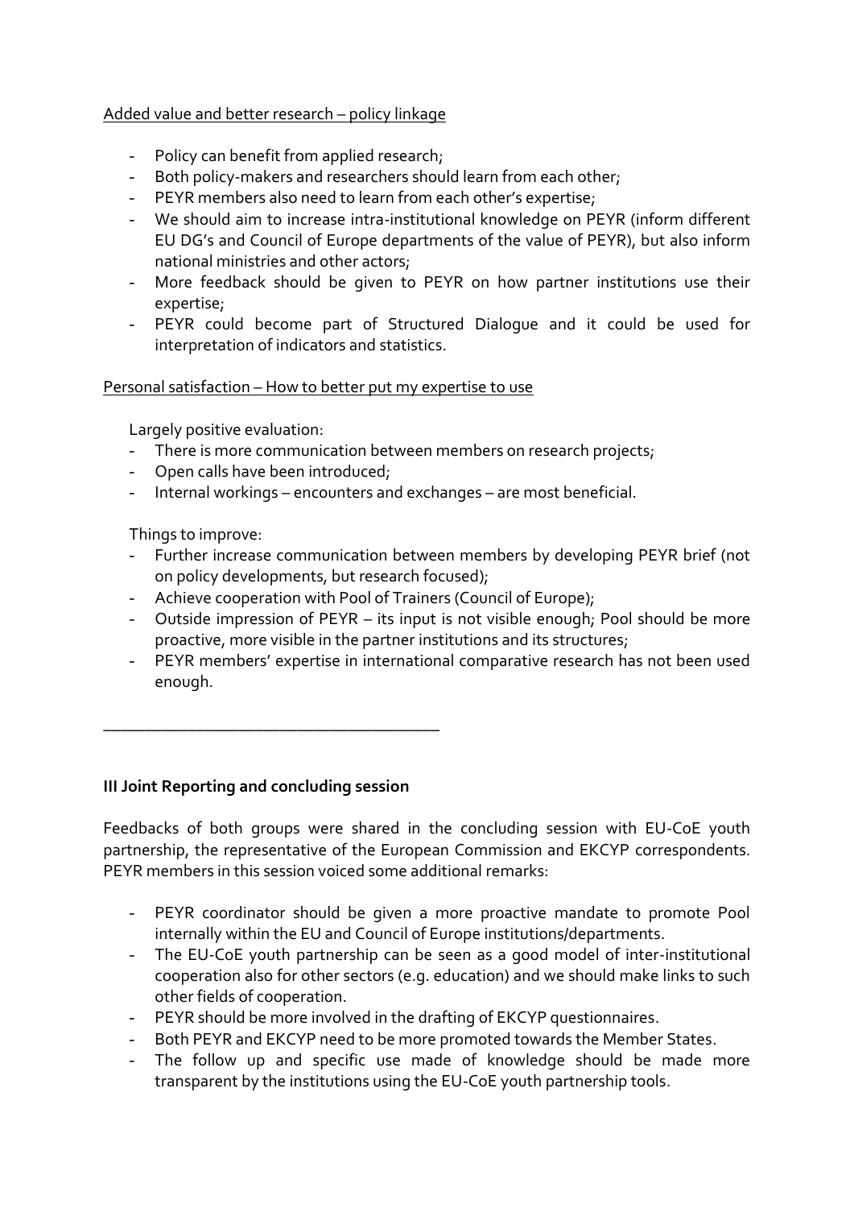Added value and better research – policy linkage

- Policy can benefit from applied research;
- Both policy-makers and researchers should learn from each other;
- PEYR members also need to learn from each other's expertise;
- We should aim to increase intra-institutional knowledge on PEYR (inform different EU DG's and Council of Europe departments of the value of PEYR), but also inform national ministries and other actors;
- More feedback should be given to PEYR on how partner institutions use their expertise;
- PEYR could become part of Structured Dialogue and it could be used for interpretation of indicators and statistics.

Personal satisfaction – How to better put my expertise to use

Largely positive evaluation:

- There is more communication between members on research projects;
- Open calls have been introduced;
- Internal workings – encounters and exchanges – are most beneficial.

Things to improve:

- Further increase communication between members by developing PEYR brief (not on policy developments, but research focused);
- Achieve cooperation with Pool of Trainers (Council of Europe);
- Outside impression of PEYR – its input is not visible enough; Pool should be more proactive, more visible in the partner institutions and its structures;
- PEYR members' expertise in international comparative research has not been used enough.

---

**III Joint Reporting and concluding session**

Feedbacks of both groups were shared in the concluding session with EU-CoE youth partnership, the representative of the European Commission and EKCYP correspondents. PEYR members in this session voiced some additional remarks:

- PEYR coordinator should be given a more proactive mandate to promote Pool internally within the EU and Council of Europe institutions/departments.
- The EU-CoE youth partnership can be seen as a good model of inter-institutional cooperation also for other sectors (e.g. education) and we should make links to such other fields of cooperation.
- PEYR should be more involved in the drafting of EKCYP questionnaires.
- Both PEYR and EKCYP need to be more promoted towards the Member States.
- The follow up and specific use made of knowledge should be made more transparent by the institutions using the EU-CoE youth partnership tools.